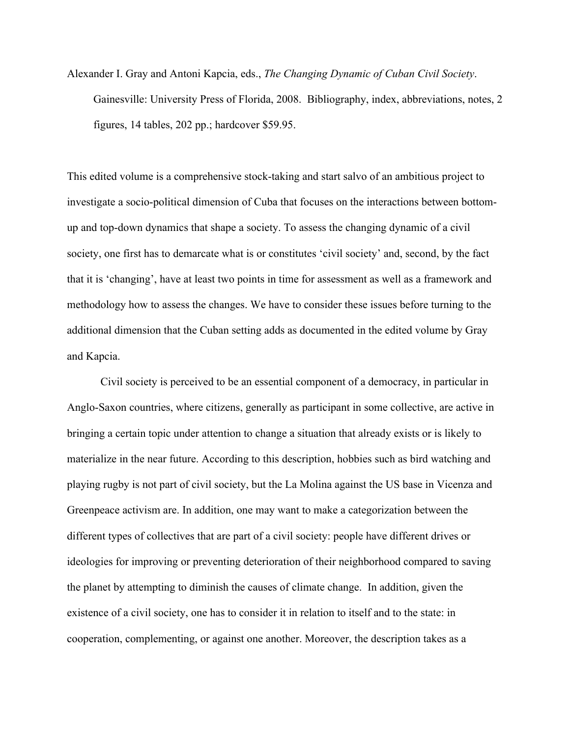Alexander I. Gray and Antoni Kapcia, eds., *The Changing Dynamic of Cuban Civil Society*. Gainesville: University Press of Florida, 2008. Bibliography, index, abbreviations, notes, 2 figures, 14 tables, 202 pp.; hardcover $59.95.

This edited volume is a comprehensive stock-taking and start salvo of an ambitious project to investigate a socio-political dimension of Cuba that focuses on the interactions between bottom-up and top-down dynamics that shape a society. To assess the changing dynamic of a civil society, one first has to demarcate what is or constitutes 'civil society' and, second, by the fact that it is 'changing', have at least two points in time for assessment as well as a framework and methodology how to assess the changes. We have to consider these issues before turning to the additional dimension that the Cuban setting adds as documented in the edited volume by Gray and Kapcia.

Civil society is perceived to be an essential component of a democracy, in particular in Anglo-Saxon countries, where citizens, generally as participant in some collective, are active in bringing a certain topic under attention to change a situation that already exists or is likely to materialize in the near future. According to this description, hobbies such as bird watching and playing rugby is not part of civil society, but the La Molina against the US base in Vicenza and Greenpeace activism are. In addition, one may want to make a categorization between the different types of collectives that are part of a civil society: people have different drives or ideologies for improving or preventing deterioration of their neighborhood compared to saving the planet by attempting to diminish the causes of climate change. In addition, given the existence of a civil society, one has to consider it in relation to itself and to the state: in cooperation, complementing, or against one another. Moreover, the description takes as a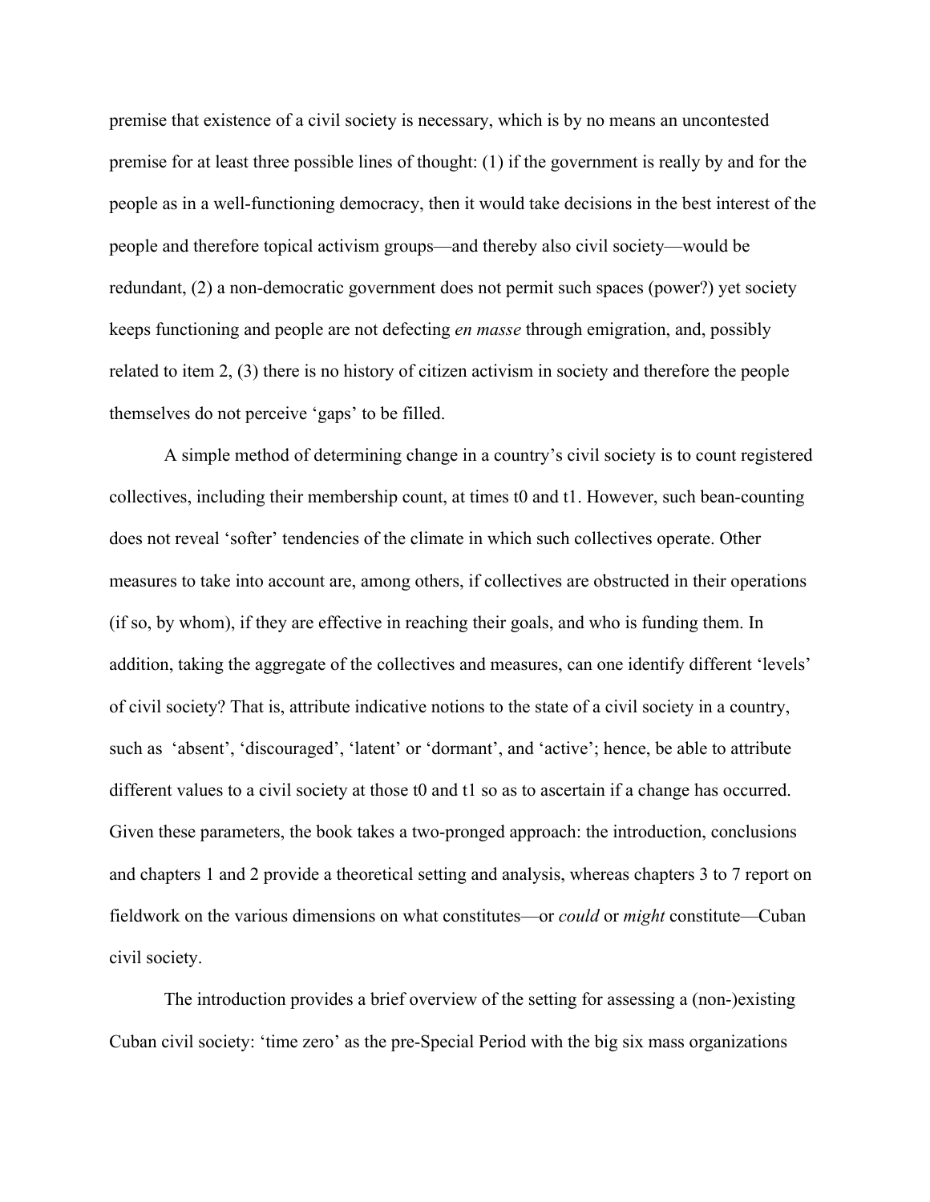premise that existence of a civil society is necessary, which is by no means an uncontested premise for at least three possible lines of thought: (1) if the government is really by and for the people as in a well-functioning democracy, then it would take decisions in the best interest of the people and therefore topical activism groups—and thereby also civil society—would be redundant, (2) a non-democratic government does not permit such spaces (power?) yet society keeps functioning and people are not defecting *en masse* through emigration, and, possibly related to item 2, (3) there is no history of citizen activism in society and therefore the people themselves do not perceive 'gaps' to be filled.

A simple method of determining change in a country's civil society is to count registered collectives, including their membership count, at times t0 and t1. However, such bean-counting does not reveal 'softer' tendencies of the climate in which such collectives operate. Other measures to take into account are, among others, if collectives are obstructed in their operations (if so, by whom), if they are effective in reaching their goals, and who is funding them. In addition, taking the aggregate of the collectives and measures, can one identify different 'levels' of civil society? That is, attribute indicative notions to the state of a civil society in a country, such as 'absent', 'discouraged', 'latent' or 'dormant', and 'active'; hence, be able to attribute different values to a civil society at those t0 and t1 so as to ascertain if a change has occurred. Given these parameters, the book takes a two-pronged approach: the introduction, conclusions and chapters 1 and 2 provide a theoretical setting and analysis, whereas chapters 3 to 7 report on fieldwork on the various dimensions on what constitutes—or *could* or *might* constitute—Cuban civil society.

The introduction provides a brief overview of the setting for assessing a (non-)existing Cuban civil society: 'time zero' as the pre-Special Period with the big six mass organizations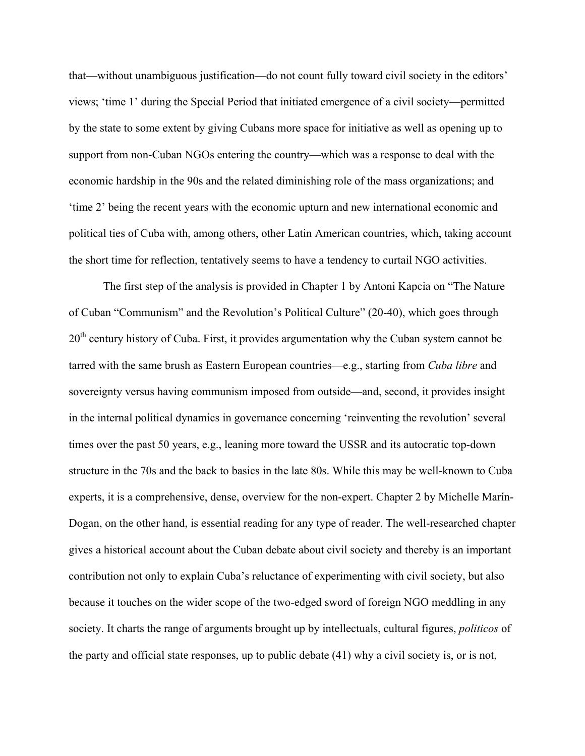that—without unambiguous justification—do not count fully toward civil society in the editors' views; 'time 1' during the Special Period that initiated emergence of a civil society—permitted by the state to some extent by giving Cubans more space for initiative as well as opening up to support from non-Cuban NGOs entering the country—which was a response to deal with the economic hardship in the 90s and the related diminishing role of the mass organizations; and 'time 2' being the recent years with the economic upturn and new international economic and political ties of Cuba with, among others, other Latin American countries, which, taking account the short time for reflection, tentatively seems to have a tendency to curtail NGO activities.

The first step of the analysis is provided in Chapter 1 by Antoni Kapcia on "The Nature of Cuban "Communism" and the Revolution's Political Culture" (20-40), which goes through 20th century history of Cuba. First, it provides argumentation why the Cuban system cannot be tarred with the same brush as Eastern European countries—e.g., starting from *Cuba libre* and sovereignty versus having communism imposed from outside—and, second, it provides insight in the internal political dynamics in governance concerning 'reinventing the revolution' several times over the past 50 years, e.g., leaning more toward the USSR and its autocratic top-down structure in the 70s and the back to basics in the late 80s. While this may be well-known to Cuba experts, it is a comprehensive, dense, overview for the non-expert. Chapter 2 by Michelle Marín-Dogan, on the other hand, is essential reading for any type of reader. The well-researched chapter gives a historical account about the Cuban debate about civil society and thereby is an important contribution not only to explain Cuba's reluctance of experimenting with civil society, but also because it touches on the wider scope of the two-edged sword of foreign NGO meddling in any society. It charts the range of arguments brought up by intellectuals, cultural figures, *politicos* of the party and official state responses, up to public debate (41) why a civil society is, or is not,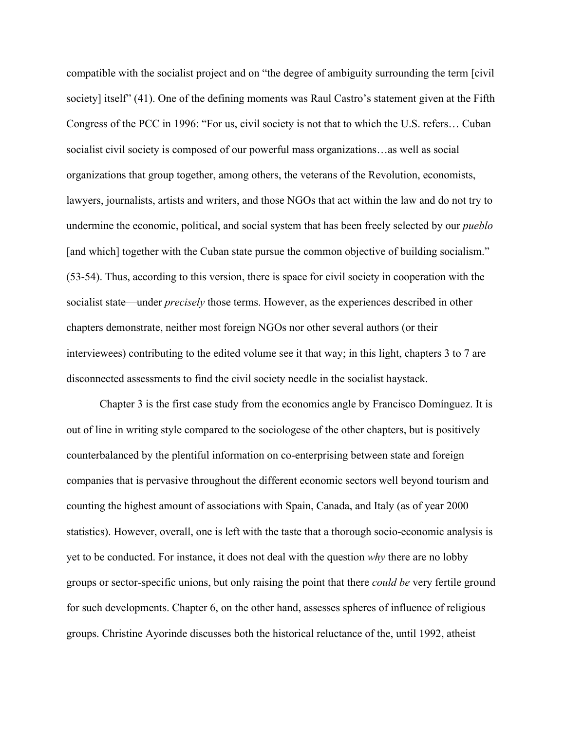compatible with the socialist project and on "the degree of ambiguity surrounding the term [civil society] itself" (41). One of the defining moments was Raul Castro's statement given at the Fifth Congress of the PCC in 1996: "For us, civil society is not that to which the U.S. refers… Cuban socialist civil society is composed of our powerful mass organizations…as well as social organizations that group together, among others, the veterans of the Revolution, economists, lawyers, journalists, artists and writers, and those NGOs that act within the law and do not try to undermine the economic, political, and social system that has been freely selected by our *pueblo* [and which] together with the Cuban state pursue the common objective of building socialism." (53-54). Thus, according to this version, there is space for civil society in cooperation with the socialist state—under *precisely* those terms. However, as the experiences described in other chapters demonstrate, neither most foreign NGOs nor other several authors (or their interviewees) contributing to the edited volume see it that way; in this light, chapters 3 to 7 are disconnected assessments to find the civil society needle in the socialist haystack.

Chapter 3 is the first case study from the economics angle by Francisco Domínguez. It is out of line in writing style compared to the sociologese of the other chapters, but is positively counterbalanced by the plentiful information on co-enterprising between state and foreign companies that is pervasive throughout the different economic sectors well beyond tourism and counting the highest amount of associations with Spain, Canada, and Italy (as of year 2000 statistics). However, overall, one is left with the taste that a thorough socio-economic analysis is yet to be conducted. For instance, it does not deal with the question *why* there are no lobby groups or sector-specific unions, but only raising the point that there *could be* very fertile ground for such developments. Chapter 6, on the other hand, assesses spheres of influence of religious groups. Christine Ayorinde discusses both the historical reluctance of the, until 1992, atheist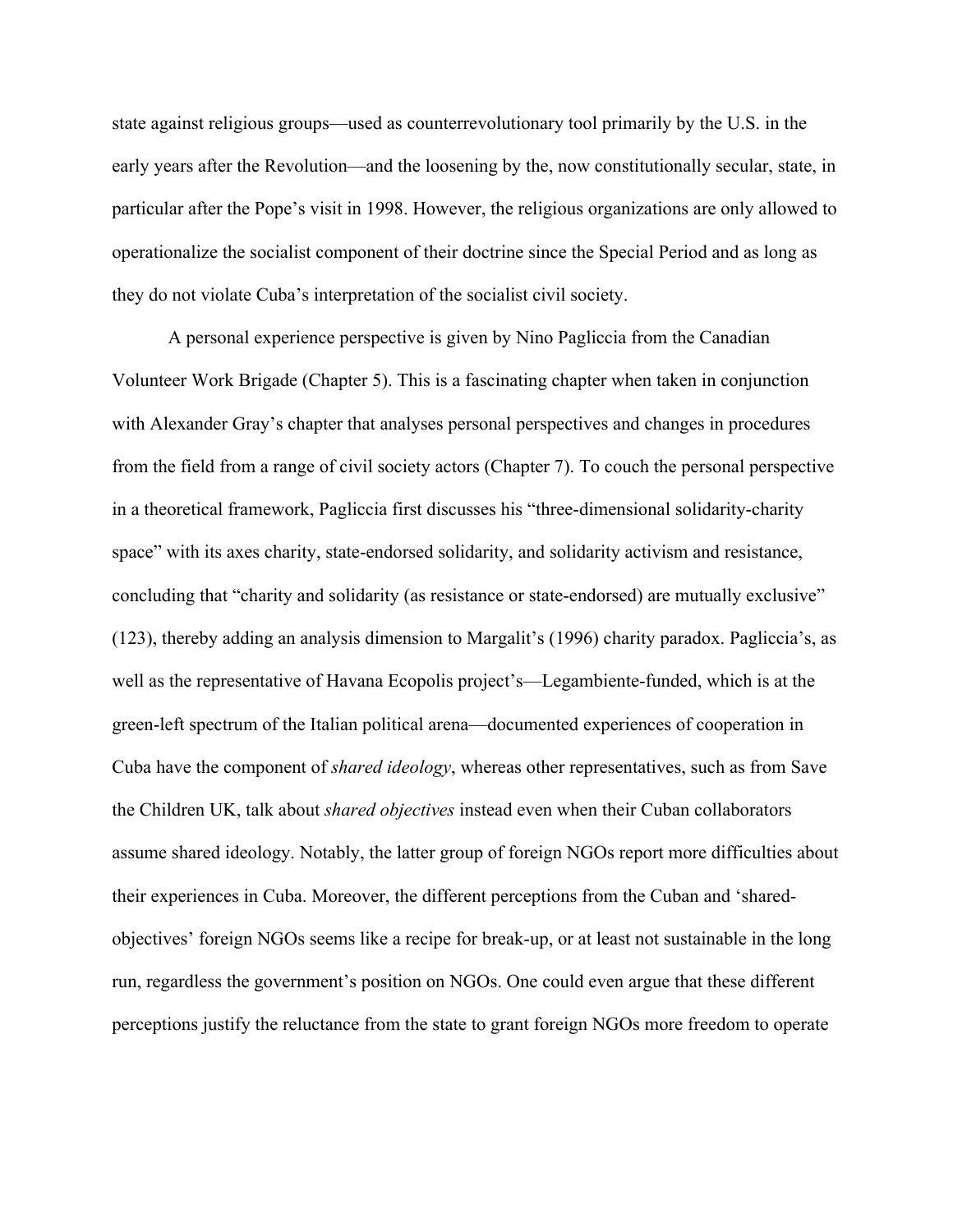state against religious groups—used as counterrevolutionary tool primarily by the U.S. in the early years after the Revolution—and the loosening by the, now constitutionally secular, state, in particular after the Pope's visit in 1998. However, the religious organizations are only allowed to operationalize the socialist component of their doctrine since the Special Period and as long as they do not violate Cuba's interpretation of the socialist civil society.

A personal experience perspective is given by Nino Pagliccia from the Canadian Volunteer Work Brigade (Chapter 5). This is a fascinating chapter when taken in conjunction with Alexander Gray's chapter that analyses personal perspectives and changes in procedures from the field from a range of civil society actors (Chapter 7). To couch the personal perspective in a theoretical framework, Pagliccia first discusses his "three-dimensional solidarity-charity space" with its axes charity, state-endorsed solidarity, and solidarity activism and resistance, concluding that "charity and solidarity (as resistance or state-endorsed) are mutually exclusive" (123), thereby adding an analysis dimension to Margalit's (1996) charity paradox. Pagliccia's, as well as the representative of Havana Ecopolis project's—Legambiente-funded, which is at the green-left spectrum of the Italian political arena—documented experiences of cooperation in Cuba have the component of *shared ideology*, whereas other representatives, such as from Save the Children UK, talk about *shared objectives* instead even when their Cuban collaborators assume shared ideology. Notably, the latter group of foreign NGOs report more difficulties about their experiences in Cuba. Moreover, the different perceptions from the Cuban and 'shared-objectives' foreign NGOs seems like a recipe for break-up, or at least not sustainable in the long run, regardless the government's position on NGOs. One could even argue that these different perceptions justify the reluctance from the state to grant foreign NGOs more freedom to operate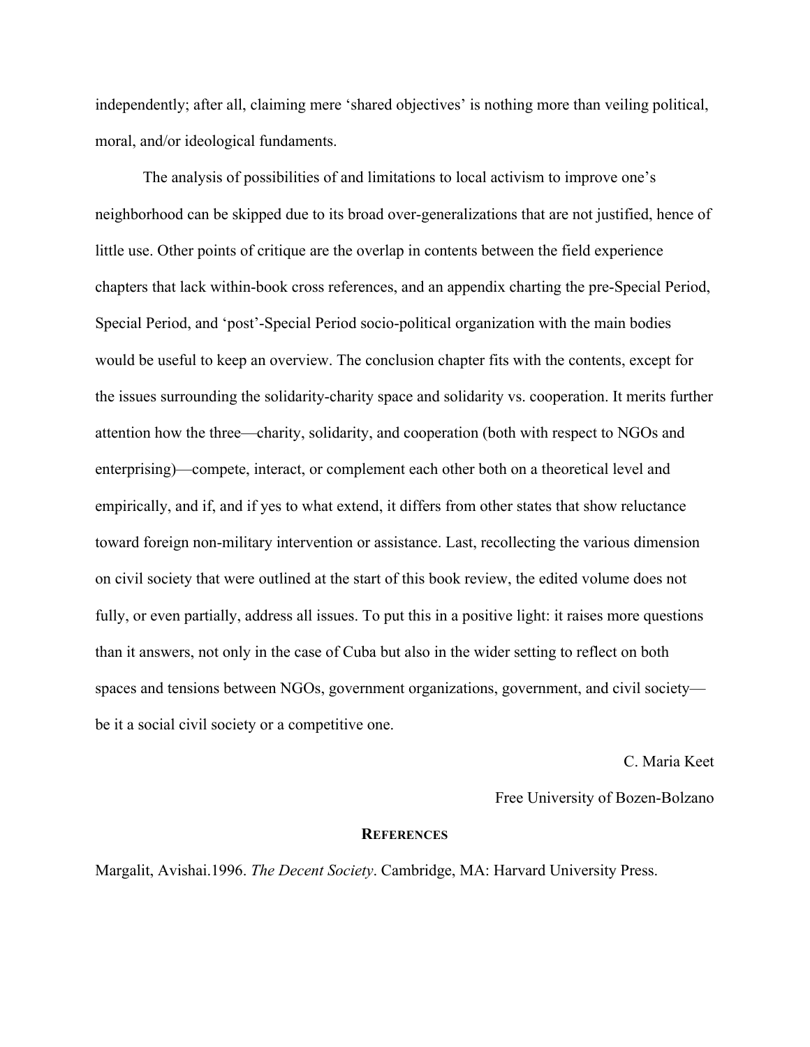independently; after all, claiming mere 'shared objectives' is nothing more than veiling political, moral, and/or ideological fundaments.

The analysis of possibilities of and limitations to local activism to improve one's neighborhood can be skipped due to its broad over-generalizations that are not justified, hence of little use. Other points of critique are the overlap in contents between the field experience chapters that lack within-book cross references, and an appendix charting the pre-Special Period, Special Period, and 'post'-Special Period socio-political organization with the main bodies would be useful to keep an overview. The conclusion chapter fits with the contents, except for the issues surrounding the solidarity-charity space and solidarity vs. cooperation. It merits further attention how the three—charity, solidarity, and cooperation (both with respect to NGOs and enterprising)—compete, interact, or complement each other both on a theoretical level and empirically, and if, and if yes to what extend, it differs from other states that show reluctance toward foreign non-military intervention or assistance. Last, recollecting the various dimension on civil society that were outlined at the start of this book review, the edited volume does not fully, or even partially, address all issues. To put this in a positive light: it raises more questions than it answers, not only in the case of Cuba but also in the wider setting to reflect on both spaces and tensions between NGOs, government organizations, government, and civil society—be it a social civil society or a competitive one.

C. Maria Keet

Free University of Bozen-Bolzano

## References

Margalit, Avishai.1996. *The Decent Society*. Cambridge, MA: Harvard University Press.